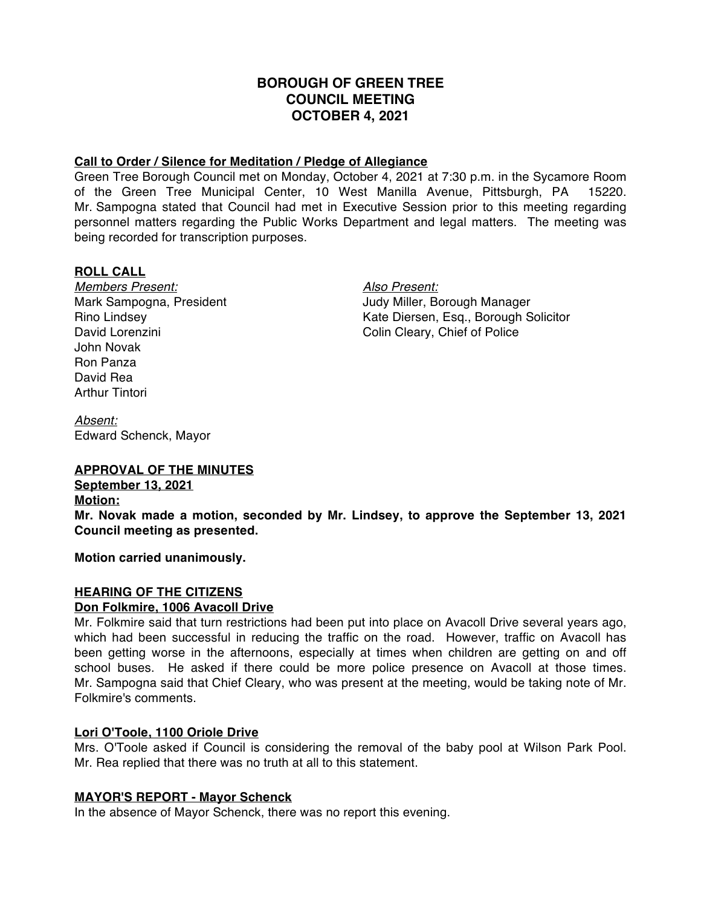# BOROUGH OF GREEN TREE
# COUNCIL MEETING
# OCTOBER 4, 2021

**Call to Order / Silence for Meditation / Pledge of Allegiance**

Green Tree Borough Council met on Monday, October 4, 2021 at 7:30 p.m. in the Sycamore Room of the Green Tree Municipal Center, 10 West Manilla Avenue, Pittsburgh, PA 15220. Mr. Sampogna stated that Council had met in Executive Session prior to this meeting regarding personnel matters regarding the Public Works Department and legal matters. The meeting was being recorded for transcription purposes.

**ROLL CALL**

*Members Present:*
Mark Sampogna, President
Rino Lindsey
David Lorenzini
John Novak
Ron Panza
David Rea
Arthur Tintori

*Also Present:*
Judy Miller, Borough Manager
Kate Diersen, Esq., Borough Solicitor
Colin Cleary, Chief of Police

*Absent:*
Edward Schenck, Mayor

**APPROVAL OF THE MINUTES**

**September 13, 2021**

**Motion:**

**Mr. Novak made a motion, seconded by Mr. Lindsey, to approve the September 13, 2021 Council meeting as presented.**

**Motion carried unanimously.**

**HEARING OF THE CITIZENS**

**Don Folkmire, 1006 Avacoll Drive**

Mr. Folkmire said that turn restrictions had been put into place on Avacoll Drive several years ago, which had been successful in reducing the traffic on the road. However, traffic on Avacoll has been getting worse in the afternoons, especially at times when children are getting on and off school buses. He asked if there could be more police presence on Avacoll at those times. Mr. Sampogna said that Chief Cleary, who was present at the meeting, would be taking note of Mr. Folkmire's comments.

**Lori O'Toole, 1100 Oriole Drive**

Mrs. O'Toole asked if Council is considering the removal of the baby pool at Wilson Park Pool. Mr. Rea replied that there was no truth at all to this statement.

**MAYOR'S REPORT - Mayor Schenck**

In the absence of Mayor Schenck, there was no report this evening.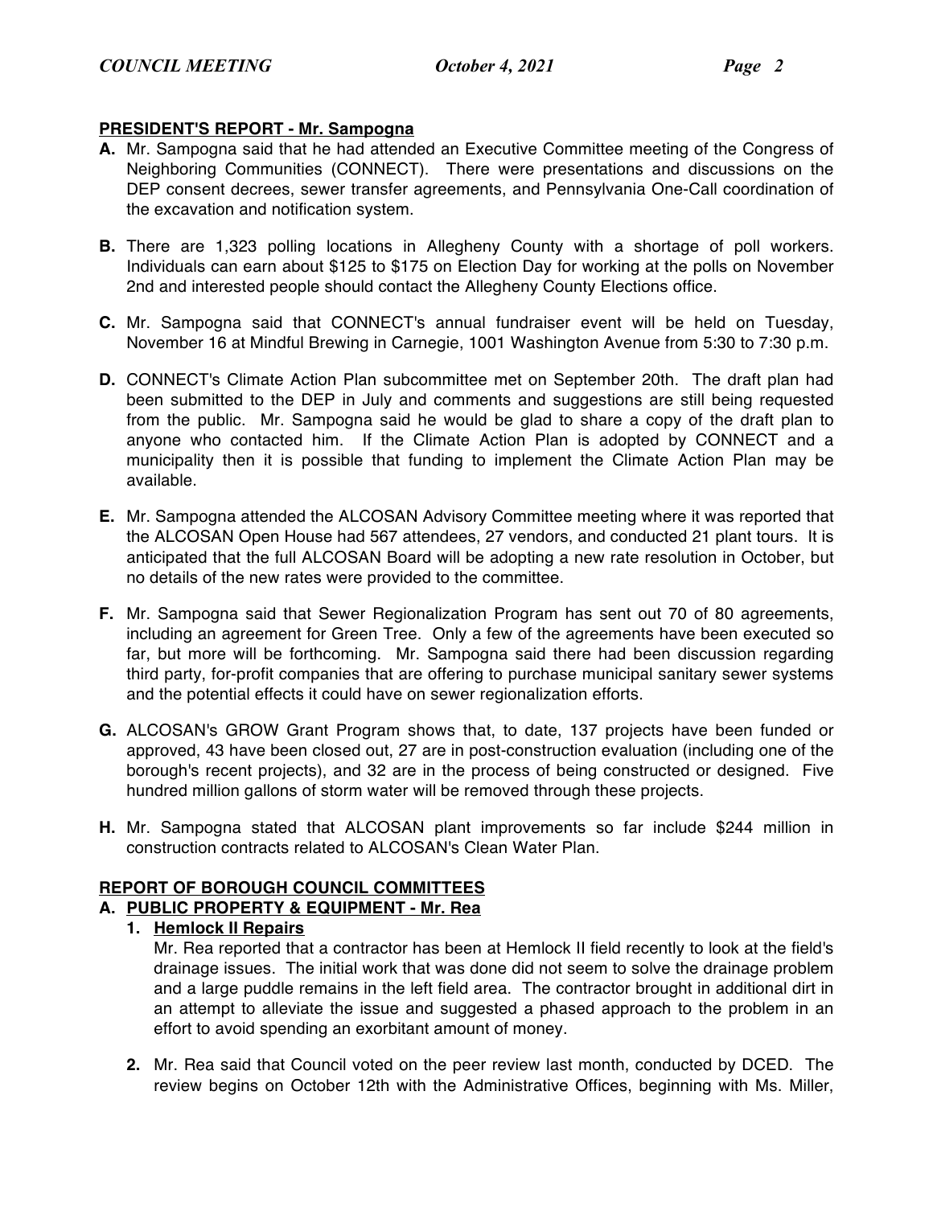**PRESIDENT'S REPORT - Mr. Sampogna**

**A.** Mr. Sampogna said that he had attended an Executive Committee meeting of the Congress of Neighboring Communities (CONNECT). There were presentations and discussions on the DEP consent decrees, sewer transfer agreements, and Pennsylvania One-Call coordination of the excavation and notification system.

**B.** There are 1,323 polling locations in Allegheny County with a shortage of poll workers. Individuals can earn about $125 to $175 on Election Day for working at the polls on November 2nd and interested people should contact the Allegheny County Elections office.

**C.** Mr. Sampogna said that CONNECT's annual fundraiser event will be held on Tuesday, November 16 at Mindful Brewing in Carnegie, 1001 Washington Avenue from 5:30 to 7:30 p.m.

**D.** CONNECT's Climate Action Plan subcommittee met on September 20th. The draft plan had been submitted to the DEP in July and comments and suggestions are still being requested from the public. Mr. Sampogna said he would be glad to share a copy of the draft plan to anyone who contacted him. If the Climate Action Plan is adopted by CONNECT and a municipality then it is possible that funding to implement the Climate Action Plan may be available.

**E.** Mr. Sampogna attended the ALCOSAN Advisory Committee meeting where it was reported that the ALCOSAN Open House had 567 attendees, 27 vendors, and conducted 21 plant tours. It is anticipated that the full ALCOSAN Board will be adopting a new rate resolution in October, but no details of the new rates were provided to the committee.

**F.** Mr. Sampogna said that Sewer Regionalization Program has sent out 70 of 80 agreements, including an agreement for Green Tree. Only a few of the agreements have been executed so far, but more will be forthcoming. Mr. Sampogna said there had been discussion regarding third party, for-profit companies that are offering to purchase municipal sanitary sewer systems and the potential effects it could have on sewer regionalization efforts.

**G.** ALCOSAN's GROW Grant Program shows that, to date, 137 projects have been funded or approved, 43 have been closed out, 27 are in post-construction evaluation (including one of the borough's recent projects), and 32 are in the process of being constructed or designed. Five hundred million gallons of storm water will be removed through these projects.

**H.** Mr. Sampogna stated that ALCOSAN plant improvements so far include $244 million in construction contracts related to ALCOSAN's Clean Water Plan.

**REPORT OF BOROUGH COUNCIL COMMITTEES**

**A. PUBLIC PROPERTY & EQUIPMENT - Mr. Rea**

1. **Hemlock II Repairs**
   Mr. Rea reported that a contractor has been at Hemlock II field recently to look at the field's drainage issues. The initial work that was done did not seem to solve the drainage problem and a large puddle remains in the left field area. The contractor brought in additional dirt in an attempt to alleviate the issue and suggested a phased approach to the problem in an effort to avoid spending an exorbitant amount of money.

2. Mr. Rea said that Council voted on the peer review last month, conducted by DCED. The review begins on October 12th with the Administrative Offices, beginning with Ms. Miller,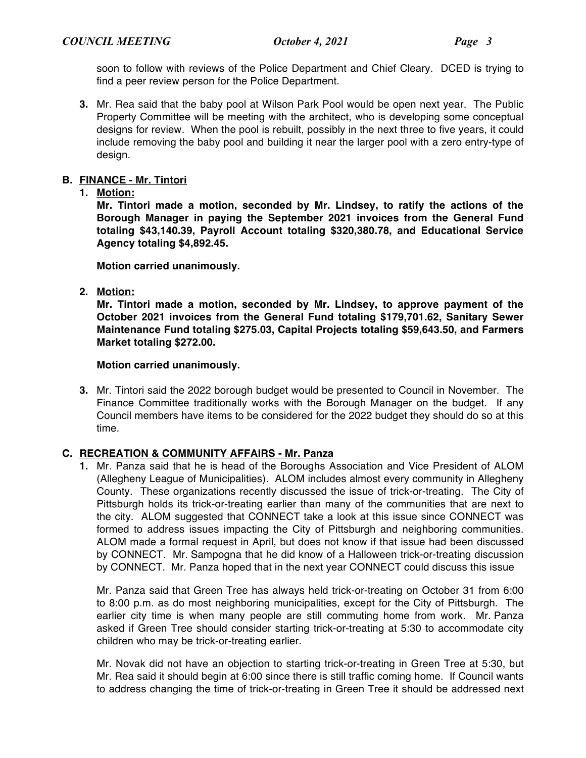soon to follow with reviews of the Police Department and Chief Cleary. DCED is trying to find a peer review person for the Police Department.

3. Mr. Rea said that the baby pool at Wilson Park Pool would be open next year. The Public Property Committee will be meeting with the architect, who is developing some conceptual designs for review. When the pool is rebuilt, possibly in the next three to five years, it could include removing the baby pool and building it near the larger pool with a zero entry-type of design.

**B. FINANCE - Mr. Tintori**

1. **Motion:**

   **Mr. Tintori made a motion, seconded by Mr. Lindsey, to ratify the actions of the Borough Manager in paying the September 2021 invoices from the General Fund totaling $43,140.39, Payroll Account totaling $320,380.78, and Educational Service Agency totaling $4,892.45.**

   **Motion carried unanimously.**

2. **Motion:**

   **Mr. Tintori made a motion, seconded by Mr. Lindsey, to approve payment of the October 2021 invoices from the General Fund totaling $179,701.62, Sanitary Sewer Maintenance Fund totaling $275.03, Capital Projects totaling $59,643.50, and Farmers Market totaling $272.00.**

   **Motion carried unanimously.**

3. Mr. Tintori said the 2022 borough budget would be presented to Council in November. The Finance Committee traditionally works with the Borough Manager on the budget. If any Council members have items to be considered for the 2022 budget they should do so at this time.

**C. RECREATION & COMMUNITY AFFAIRS - Mr. Panza**

1. Mr. Panza said that he is head of the Boroughs Association and Vice President of ALOM (Allegheny League of Municipalities). ALOM includes almost every community in Allegheny County. These organizations recently discussed the issue of trick-or-treating. The City of Pittsburgh holds its trick-or-treating earlier than many of the communities that are next to the city. ALOM suggested that CONNECT take a look at this issue since CONNECT was formed to address issues impacting the City of Pittsburgh and neighboring communities. ALOM made a formal request in April, but does not know if that issue had been discussed by CONNECT. Mr. Sampogna that he did know of a Halloween trick-or-treating discussion by CONNECT. Mr. Panza hoped that in the next year CONNECT could discuss this issue

   Mr. Panza said that Green Tree has always held trick-or-treating on October 31 from 6:00 to 8:00 p.m. as do most neighboring municipalities, except for the City of Pittsburgh. The earlier city time is when many people are still commuting home from work. Mr. Panza asked if Green Tree should consider starting trick-or-treating at 5:30 to accommodate city children who may be trick-or-treating earlier.

   Mr. Novak did not have an objection to starting trick-or-treating in Green Tree at 5:30, but Mr. Rea said it should begin at 6:00 since there is still traffic coming home. If Council wants to address changing the time of trick-or-treating in Green Tree it should be addressed next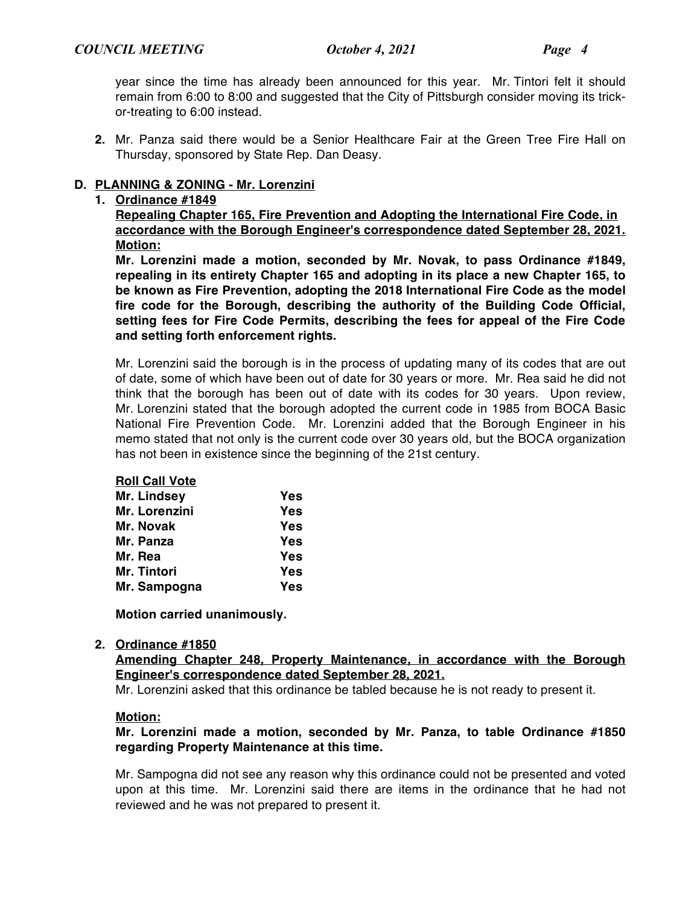year since the time has already been announced for this year. Mr. Tintori felt it should remain from 6:00 to 8:00 and suggested that the City of Pittsburgh consider moving its trick-or-treating to 6:00 instead.

2. Mr. Panza said there would be a Senior Healthcare Fair at the Green Tree Fire Hall on Thursday, sponsored by State Rep. Dan Deasy.

## D. PLANNING & ZONING - Mr. Lorenzini

### 1. Ordinance #1849

**Repealing Chapter 165, Fire Prevention and Adopting the International Fire Code, in accordance with the Borough Engineer's correspondence dated September 28, 2021.**

**Motion:**

**Mr. Lorenzini made a motion, seconded by Mr. Novak, to pass Ordinance #1849, repealing in its entirety Chapter 165 and adopting in its place a new Chapter 165, to be known as Fire Prevention, adopting the 2018 International Fire Code as the model fire code for the Borough, describing the authority of the Building Code Official, setting fees for Fire Code Permits, describing the fees for appeal of the Fire Code and setting forth enforcement rights.**

Mr. Lorenzini said the borough is in the process of updating many of its codes that are out of date, some of which have been out of date for 30 years or more. Mr. Rea said he did not think that the borough has been out of date with its codes for 30 years. Upon review, Mr. Lorenzini stated that the borough adopted the current code in 1985 from BOCA Basic National Fire Prevention Code. Mr. Lorenzini added that the Borough Engineer in his memo stated that not only is the current code over 30 years old, but the BOCA organization has not been in existence since the beginning of the 21st century.

**Roll Call Vote**

| | |
|---|---|
| **Mr. Lindsey** | **Yes** |
| **Mr. Lorenzini** | **Yes** |
| **Mr. Novak** | **Yes** |
| **Mr. Panza** | **Yes** |
| **Mr. Rea** | **Yes** |
| **Mr. Tintori** | **Yes** |
| **Mr. Sampogna** | **Yes** |

**Motion carried unanimously.**

### 2. Ordinance #1850

**Amending Chapter 248, Property Maintenance, in accordance with the Borough Engineer's correspondence dated September 28, 2021.**

Mr. Lorenzini asked that this ordinance be tabled because he is not ready to present it.

**Motion:**

**Mr. Lorenzini made a motion, seconded by Mr. Panza, to table Ordinance #1850 regarding Property Maintenance at this time.**

Mr. Sampogna did not see any reason why this ordinance could not be presented and voted upon at this time. Mr. Lorenzini said there are items in the ordinance that he had not reviewed and he was not prepared to present it.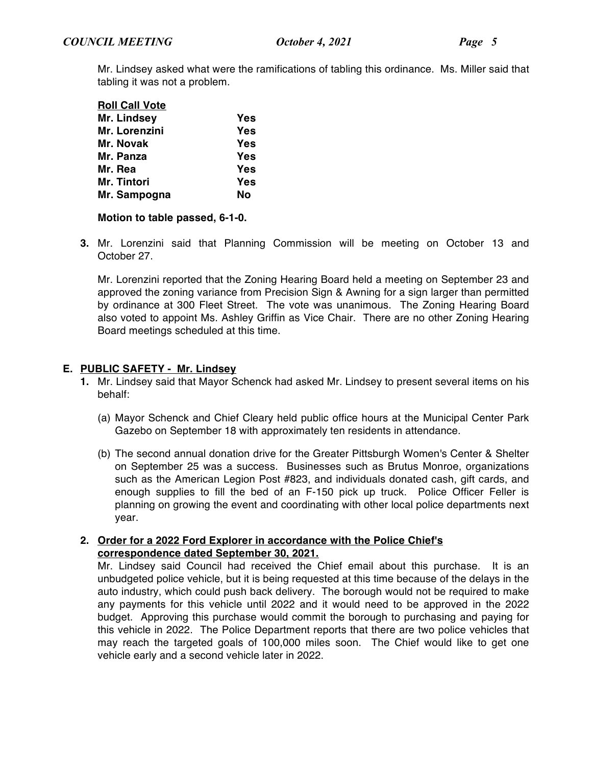Mr. Lindsey asked what were the ramifications of tabling this ordinance. Ms. Miller said that tabling it was not a problem.

| Roll Call Vote | |
|---|---|
| **Mr. Lindsey** | **Yes** |
| **Mr. Lorenzini** | **Yes** |
| **Mr. Novak** | **Yes** |
| **Mr. Panza** | **Yes** |
| **Mr. Rea** | **Yes** |
| **Mr. Tintori** | **Yes** |
| **Mr. Sampogna** | **No** |

**Motion to table passed, 6-1-0.**

**3.** Mr. Lorenzini said that Planning Commission will be meeting on October 13 and October 27.

Mr. Lorenzini reported that the Zoning Hearing Board held a meeting on September 23 and approved the zoning variance from Precision Sign & Awning for a sign larger than permitted by ordinance at 300 Fleet Street. The vote was unanimous. The Zoning Hearing Board also voted to appoint Ms. Ashley Griffin as Vice Chair. There are no other Zoning Hearing Board meetings scheduled at this time.

## E. PUBLIC SAFETY - Mr. Lindsey

**1.** Mr. Lindsey said that Mayor Schenck had asked Mr. Lindsey to present several items on his behalf:

(a) Mayor Schenck and Chief Cleary held public office hours at the Municipal Center Park Gazebo on September 18 with approximately ten residents in attendance.

(b) The second annual donation drive for the Greater Pittsburgh Women's Center & Shelter on September 25 was a success. Businesses such as Brutus Monroe, organizations such as the American Legion Post #823, and individuals donated cash, gift cards, and enough supplies to fill the bed of an F-150 pick up truck. Police Officer Feller is planning on growing the event and coordinating with other local police departments next year.

**2. Order for a 2022 Ford Explorer in accordance with the Police Chief's correspondence dated September 30, 2021.**
Mr. Lindsey said Council had received the Chief email about this purchase. It is an unbudgeted police vehicle, but it is being requested at this time because of the delays in the auto industry, which could push back delivery. The borough would not be required to make any payments for this vehicle until 2022 and it would need to be approved in the 2022 budget. Approving this purchase would commit the borough to purchasing and paying for this vehicle in 2022. The Police Department reports that there are two police vehicles that may reach the targeted goals of 100,000 miles soon. The Chief would like to get one vehicle early and a second vehicle later in 2022.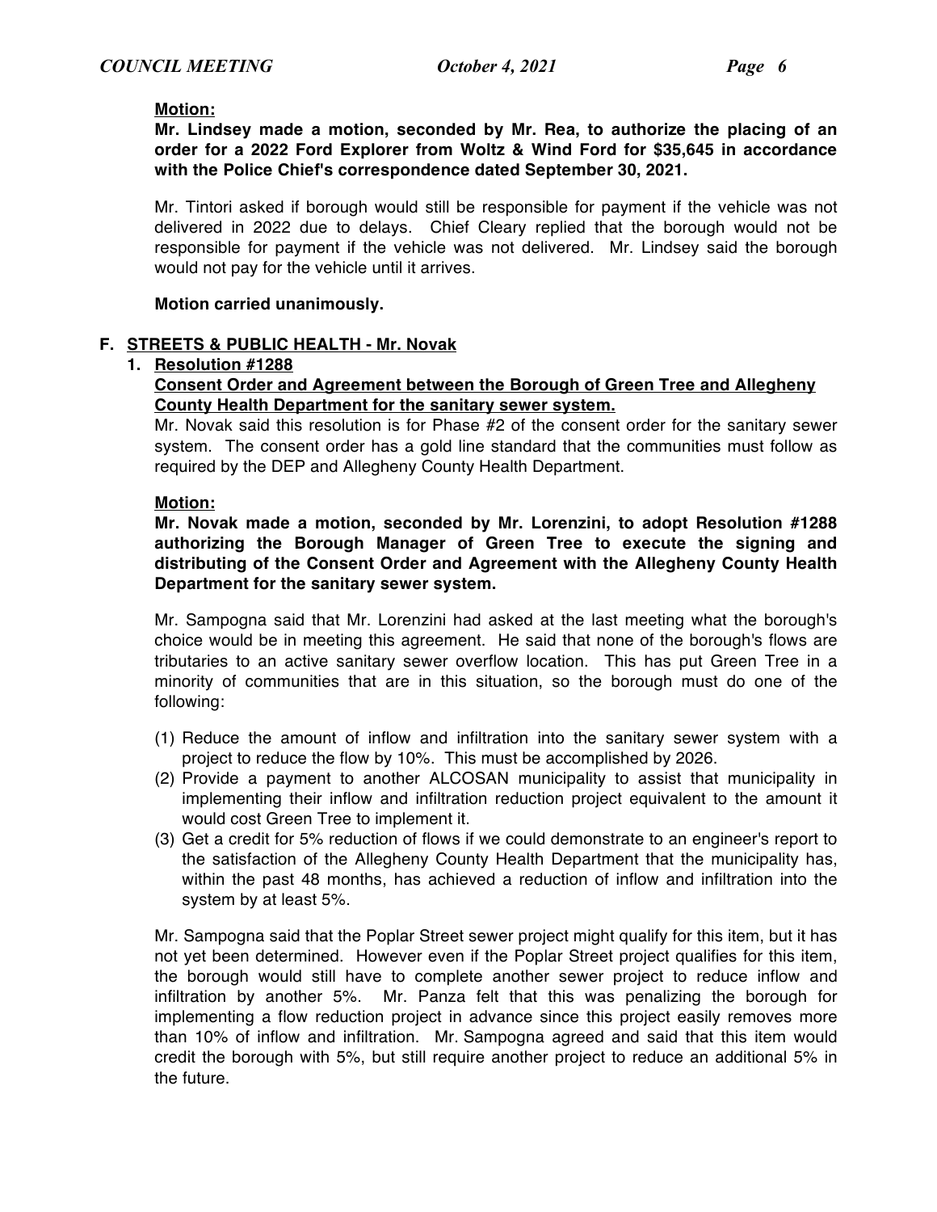**Motion:**

**Mr. Lindsey made a motion, seconded by Mr. Rea, to authorize the placing of an order for a 2022 Ford Explorer from Woltz & Wind Ford for $35,645 in accordance with the Police Chief's correspondence dated September 30, 2021.**

Mr. Tintori asked if borough would still be responsible for payment if the vehicle was not delivered in 2022 due to delays. Chief Cleary replied that the borough would not be responsible for payment if the vehicle was not delivered. Mr. Lindsey said the borough would not pay for the vehicle until it arrives.

**Motion carried unanimously.**

**F. STREETS & PUBLIC HEALTH - Mr. Novak**

**1. Resolution #1288**

**Consent Order and Agreement between the Borough of Green Tree and Allegheny County Health Department for the sanitary sewer system.**

Mr. Novak said this resolution is for Phase #2 of the consent order for the sanitary sewer system. The consent order has a gold line standard that the communities must follow as required by the DEP and Allegheny County Health Department.

**Motion:**

**Mr. Novak made a motion, seconded by Mr. Lorenzini, to adopt Resolution #1288 authorizing the Borough Manager of Green Tree to execute the signing and distributing of the Consent Order and Agreement with the Allegheny County Health Department for the sanitary sewer system.**

Mr. Sampogna said that Mr. Lorenzini had asked at the last meeting what the borough's choice would be in meeting this agreement. He said that none of the borough's flows are tributaries to an active sanitary sewer overflow location. This has put Green Tree in a minority of communities that are in this situation, so the borough must do one of the following:

(1) Reduce the amount of inflow and infiltration into the sanitary sewer system with a project to reduce the flow by 10%. This must be accomplished by 2026.
(2) Provide a payment to another ALCOSAN municipality to assist that municipality in implementing their inflow and infiltration reduction project equivalent to the amount it would cost Green Tree to implement it.
(3) Get a credit for 5% reduction of flows if we could demonstrate to an engineer's report to the satisfaction of the Allegheny County Health Department that the municipality has, within the past 48 months, has achieved a reduction of inflow and infiltration into the system by at least 5%.

Mr. Sampogna said that the Poplar Street sewer project might qualify for this item, but it has not yet been determined. However even if the Poplar Street project qualifies for this item, the borough would still have to complete another sewer project to reduce inflow and infiltration by another 5%. Mr. Panza felt that this was penalizing the borough for implementing a flow reduction project in advance since this project easily removes more than 10% of inflow and infiltration. Mr. Sampogna agreed and said that this item would credit the borough with 5%, but still require another project to reduce an additional 5% in the future.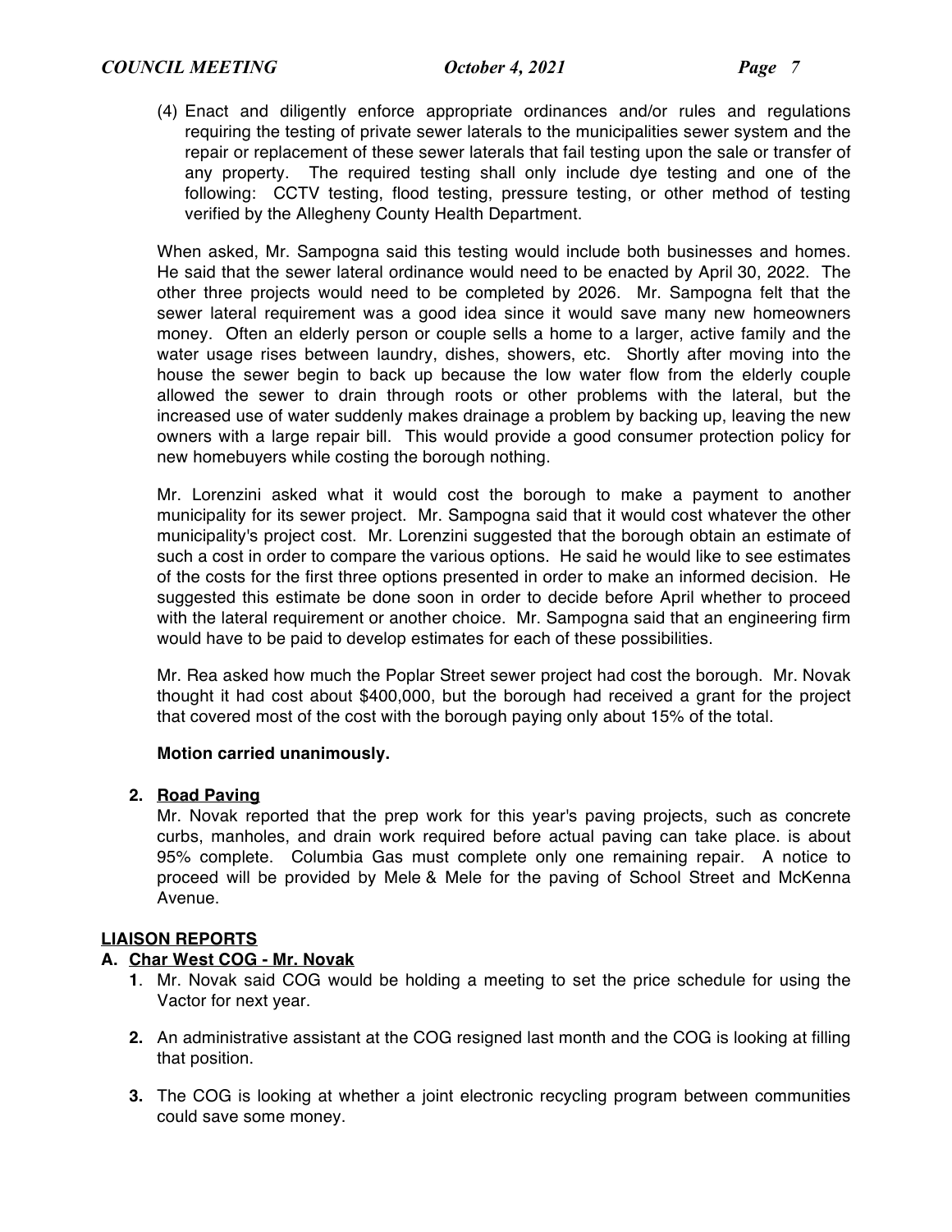(4) Enact and diligently enforce appropriate ordinances and/or rules and regulations requiring the testing of private sewer laterals to the municipalities sewer system and the repair or replacement of these sewer laterals that fail testing upon the sale or transfer of any property. The required testing shall only include dye testing and one of the following: CCTV testing, flood testing, pressure testing, or other method of testing verified by the Allegheny County Health Department.

When asked, Mr. Sampogna said this testing would include both businesses and homes. He said that the sewer lateral ordinance would need to be enacted by April 30, 2022. The other three projects would need to be completed by 2026. Mr. Sampogna felt that the sewer lateral requirement was a good idea since it would save many new homeowners money. Often an elderly person or couple sells a home to a larger, active family and the water usage rises between laundry, dishes, showers, etc. Shortly after moving into the house the sewer begin to back up because the low water flow from the elderly couple allowed the sewer to drain through roots or other problems with the lateral, but the increased use of water suddenly makes drainage a problem by backing up, leaving the new owners with a large repair bill. This would provide a good consumer protection policy for new homebuyers while costing the borough nothing.

Mr. Lorenzini asked what it would cost the borough to make a payment to another municipality for its sewer project. Mr. Sampogna said that it would cost whatever the other municipality's project cost. Mr. Lorenzini suggested that the borough obtain an estimate of such a cost in order to compare the various options. He said he would like to see estimates of the costs for the first three options presented in order to make an informed decision. He suggested this estimate be done soon in order to decide before April whether to proceed with the lateral requirement or another choice. Mr. Sampogna said that an engineering firm would have to be paid to develop estimates for each of these possibilities.

Mr. Rea asked how much the Poplar Street sewer project had cost the borough. Mr. Novak thought it had cost about $400,000, but the borough had received a grant for the project that covered most of the cost with the borough paying only about 15% of the total.

**Motion carried unanimously.**

**2. Road Paving**

Mr. Novak reported that the prep work for this year's paving projects, such as concrete curbs, manholes, and drain work required before actual paving can take place. is about 95% complete. Columbia Gas must complete only one remaining repair. A notice to proceed will be provided by Mele & Mele for the paving of School Street and McKenna Avenue.

## LIAISON REPORTS

### A. Char West COG - Mr. Novak

1. Mr. Novak said COG would be holding a meeting to set the price schedule for using the Vactor for next year.

2. An administrative assistant at the COG resigned last month and the COG is looking at filling that position.

3. The COG is looking at whether a joint electronic recycling program between communities could save some money.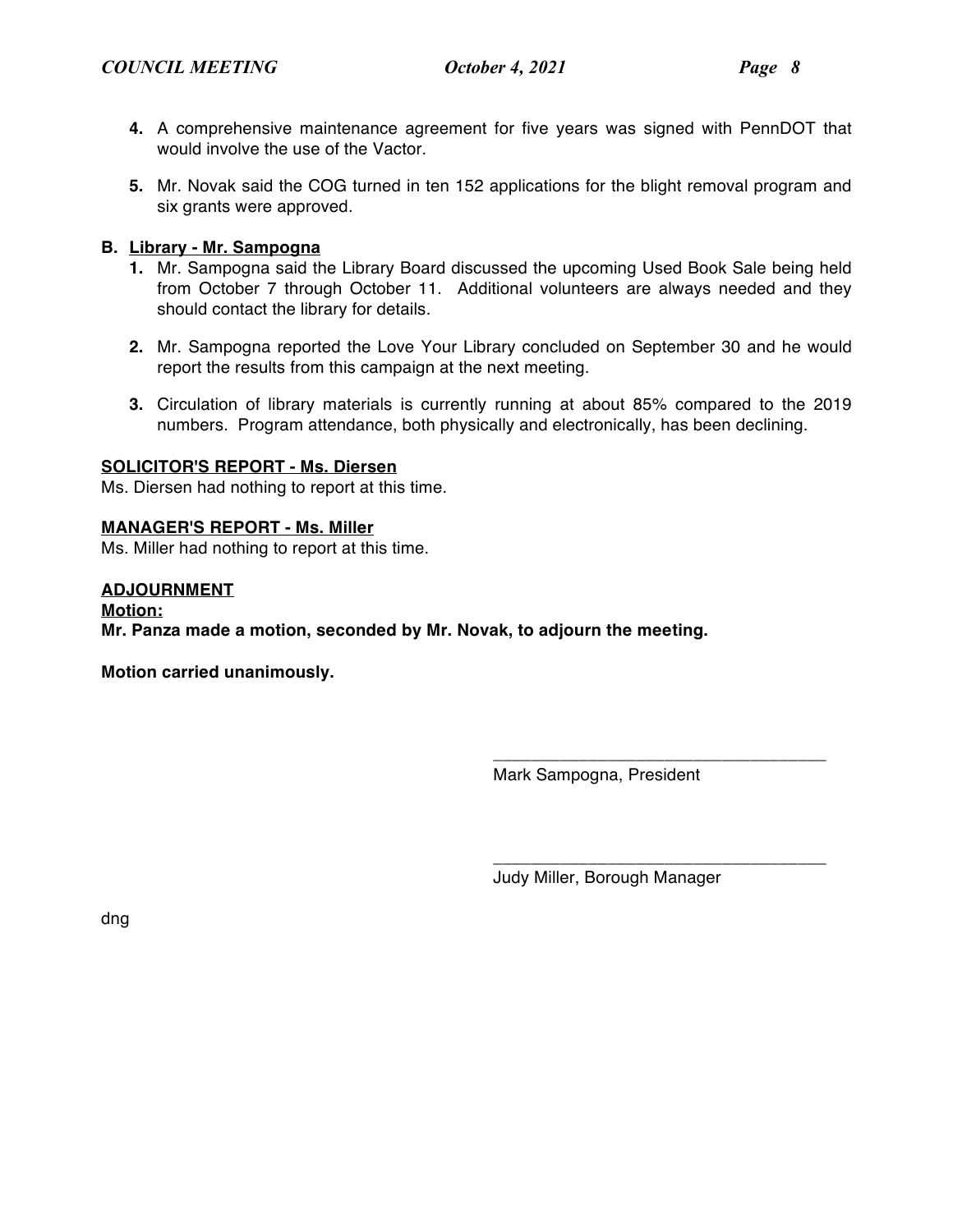4. A comprehensive maintenance agreement for five years was signed with PennDOT that would involve the use of the Vactor.

5. Mr. Novak said the COG turned in ten 152 applications for the blight removal program and six grants were approved.

**B. <u>Library - Mr. Sampogna</u>**

1. Mr. Sampogna said the Library Board discussed the upcoming Used Book Sale being held from October 7 through October 11. Additional volunteers are always needed and they should contact the library for details.

2. Mr. Sampogna reported the Love Your Library concluded on September 30 and he would report the results from this campaign at the next meeting.

3. Circulation of library materials is currently running at about 85% compared to the 2019 numbers. Program attendance, both physically and electronically, has been declining.

**<u>SOLICITOR'S REPORT - Ms. Diersen</u>**

Ms. Diersen had nothing to report at this time.

**<u>MANAGER'S REPORT - Ms. Miller</u>**

Ms. Miller had nothing to report at this time.

**<u>ADJOURNMENT</u>**

**<u>Motion:</u>**

**Mr. Panza made a motion, seconded by Mr. Novak, to adjourn the meeting.**

**Motion carried unanimously.**

\_\_\_\_\_\_\_\_\_\_\_\_\_\_\_\_\_\_\_\_\_\_\_\_\_\_\_\_\_\_\_\_\_\_\_\_

Mark Sampogna, President

\_\_\_\_\_\_\_\_\_\_\_\_\_\_\_\_\_\_\_\_\_\_\_\_\_\_\_\_\_\_\_\_\_\_\_\_

Judy Miller, Borough Manager

dng